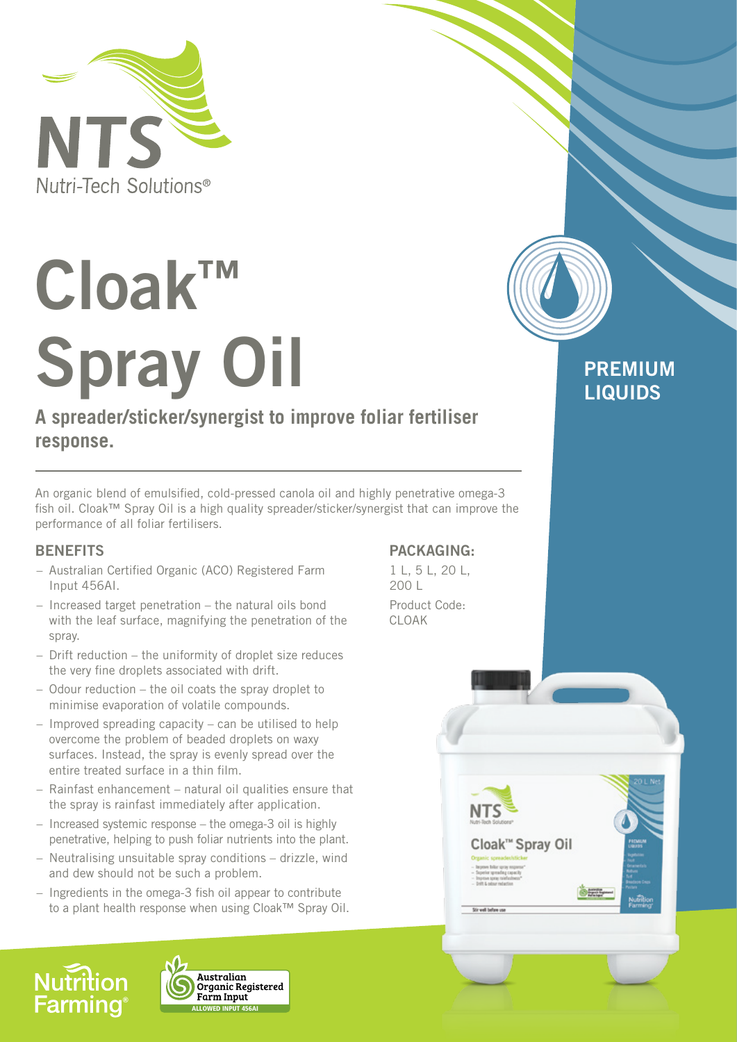NTS
Nutri-Tech Solutions®

# Cloak™ Spray Oil

**PREMIUM LIQUIDS**

## A spreader/sticker/synergist to improve foliar fertiliser response.

An organic blend of emulsified, cold-pressed canola oil and highly penetrative omega-3 fish oil. Cloak™ Spray Oil is a high quality spreader/sticker/synergist that can improve the performance of all foliar fertilisers.

### BENEFITS

- Australian Certified Organic (ACO) Registered Farm Input 456AI.
- Increased target penetration – the natural oils bond with the leaf surface, magnifying the penetration of the spray.
- Drift reduction – the uniformity of droplet size reduces the very fine droplets associated with drift.
- Odour reduction – the oil coats the spray droplet to minimise evaporation of volatile compounds.
- Improved spreading capacity – can be utilised to help overcome the problem of beaded droplets on waxy surfaces. Instead, the spray is evenly spread over the entire treated surface in a thin film.
- Rainfast enhancement – natural oil qualities ensure that the spray is rainfast immediately after application.
- Increased systemic response – the omega-3 oil is highly penetrative, helping to push foliar nutrients into the plant.
- Neutralising unsuitable spray conditions – drizzle, wind and dew should not be such a problem.
- Ingredients in the omega-3 fish oil appear to contribute to a plant health response when using Cloak™ Spray Oil.

### PACKAGING:

1 L, 5 L, 20 L, 200 L

Product Code: CLOAK

Nutrition Farming®

Australian Organic Registered Farm Input
ALLOWED INPUT 456AI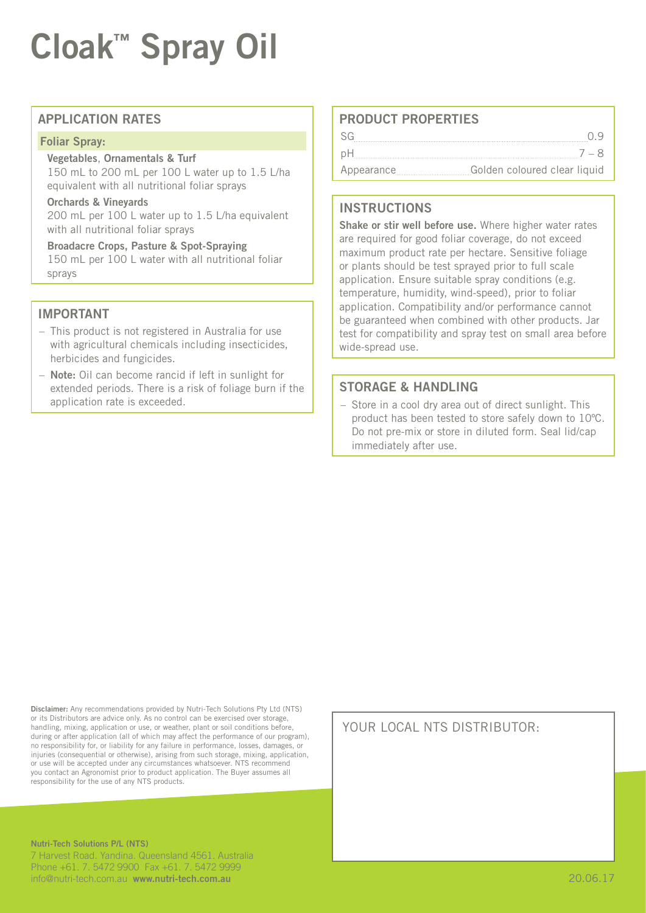# Cloak™ Spray Oil

## APPLICATION RATES

### Foliar Spray:

**Vegetables, Ornamentals & Turf**
150 mL to 200 mL per 100 L water up to 1.5 L/ha equivalent with all nutritional foliar sprays

**Orchards & Vineyards**
200 mL per 100 L water up to 1.5 L/ha equivalent with all nutritional foliar sprays

**Broadacre Crops, Pasture & Spot-Spraying**
150 mL per 100 L water with all nutritional foliar sprays

## IMPORTANT

- This product is not registered in Australia for use with agricultural chemicals including insecticides, herbicides and fungicides.
- **Note:** Oil can become rancid if left in sunlight for extended periods. There is a risk of foliage burn if the application rate is exceeded.

## PRODUCT PROPERTIES

| | |
|---|---|
| SG | 0.9 |
| pH | 7 – 8 |
| Appearance | Golden coloured clear liquid |

## INSTRUCTIONS

**Shake or stir well before use.** Where higher water rates are required for good foliar coverage, do not exceed maximum product rate per hectare. Sensitive foliage or plants should be test sprayed prior to full scale application. Ensure suitable spray conditions (e.g. temperature, humidity, wind-speed), prior to foliar application. Compatibility and/or performance cannot be guaranteed when combined with other products. Jar test for compatibility and spray test on small area before wide-spread use.

## STORAGE & HANDLING

- Store in a cool dry area out of direct sunlight. This product has been tested to store safely down to 10ºC. Do not pre-mix or store in diluted form. Seal lid/cap immediately after use.

**Disclaimer:** Any recommendations provided by Nutri-Tech Solutions Pty Ltd (NTS) or its Distributors are advice only. As no control can be exercised over storage, handling, mixing, application or use, or weather, plant or soil conditions before, during or after application (all of which may affect the performance of our program), no responsibility for, or liability for any failure in performance, losses, damages, or injuries (consequential or otherwise), arising from such storage, mixing, application, or use will be accepted under any circumstances whatsoever. NTS recommend you contact an Agronomist prior to product application. The Buyer assumes all responsibility for the use of any NTS products.

YOUR LOCAL NTS DISTRIBUTOR:

**Nutri-Tech Solutions P/L (NTS)**
7 Harvest Road. Yandina. Queensland 4561. Australia
Phone +61. 7. 5472 9900 Fax +61. 7. 5472 9999
info@nutri-tech.com.au **www.nutri-tech.com.au**

20.06.17